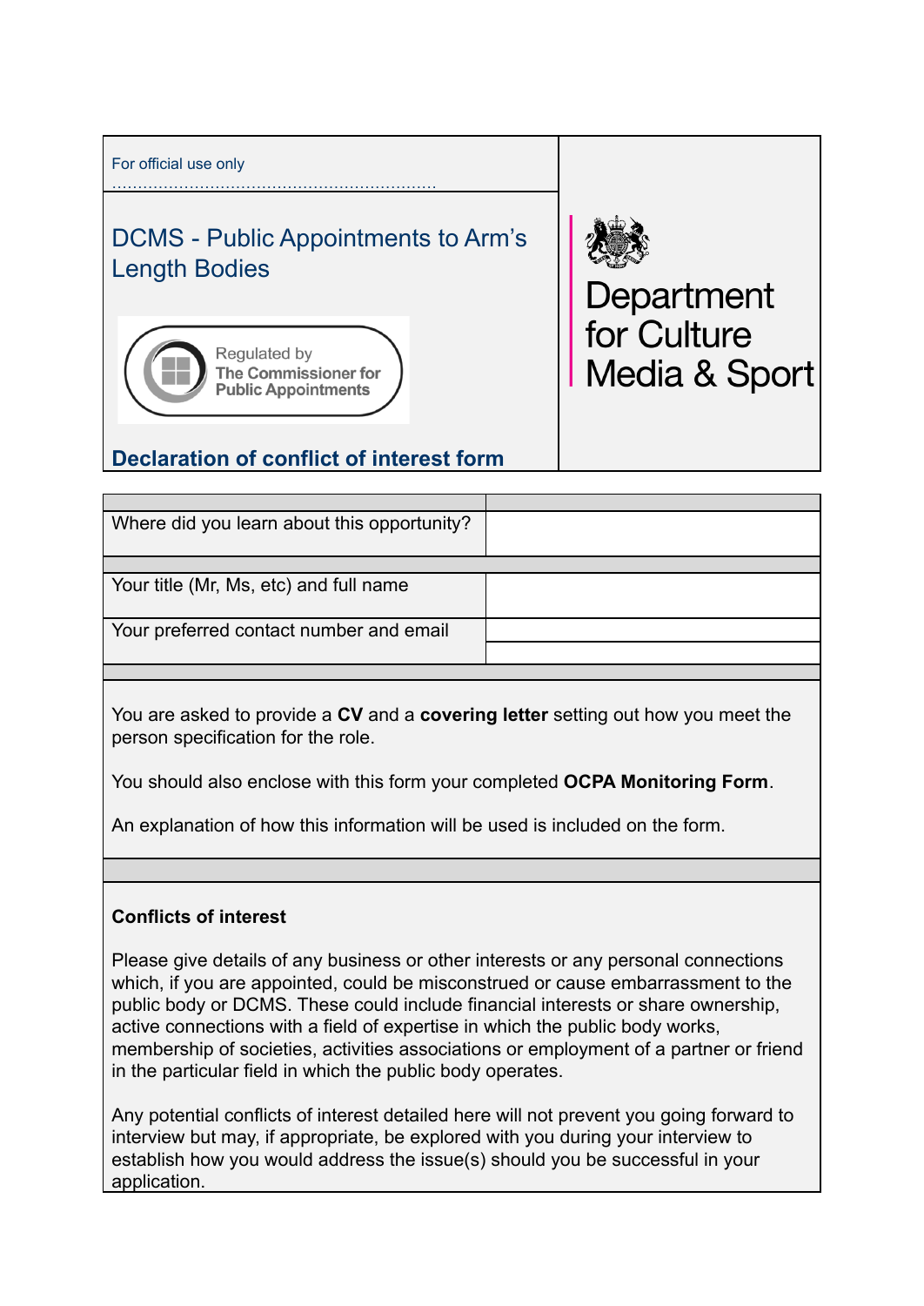For official use only

.............................................................

# DCMS - Public Appointments to Arm's Length Bodies

Regulated by The Commissioner for Public Appointments

Department for Culture Media & Sport

## Declaration of conflict of interest form

| | |
|---|---|
| Where did you learn about this opportunity? | |
| Your title (Mr, Ms, etc) and full name | |
| Your preferred contact number and email | |
| | |

You are asked to provide a **CV** and a **covering letter** setting out how you meet the person specification for the role.

You should also enclose with this form your completed **OCPA Monitoring Form**.

An explanation of how this information will be used is included on the form.

**Conflicts of interest**

Please give details of any business or other interests or any personal connections which, if you are appointed, could be misconstrued or cause embarrassment to the public body or DCMS. These could include financial interests or share ownership, active connections with a field of expertise in which the public body works, membership of societies, activities associations or employment of a partner or friend in the particular field in which the public body operates.

Any potential conflicts of interest detailed here will not prevent you going forward to interview but may, if appropriate, be explored with you during your interview to establish how you would address the issue(s) should you be successful in your application.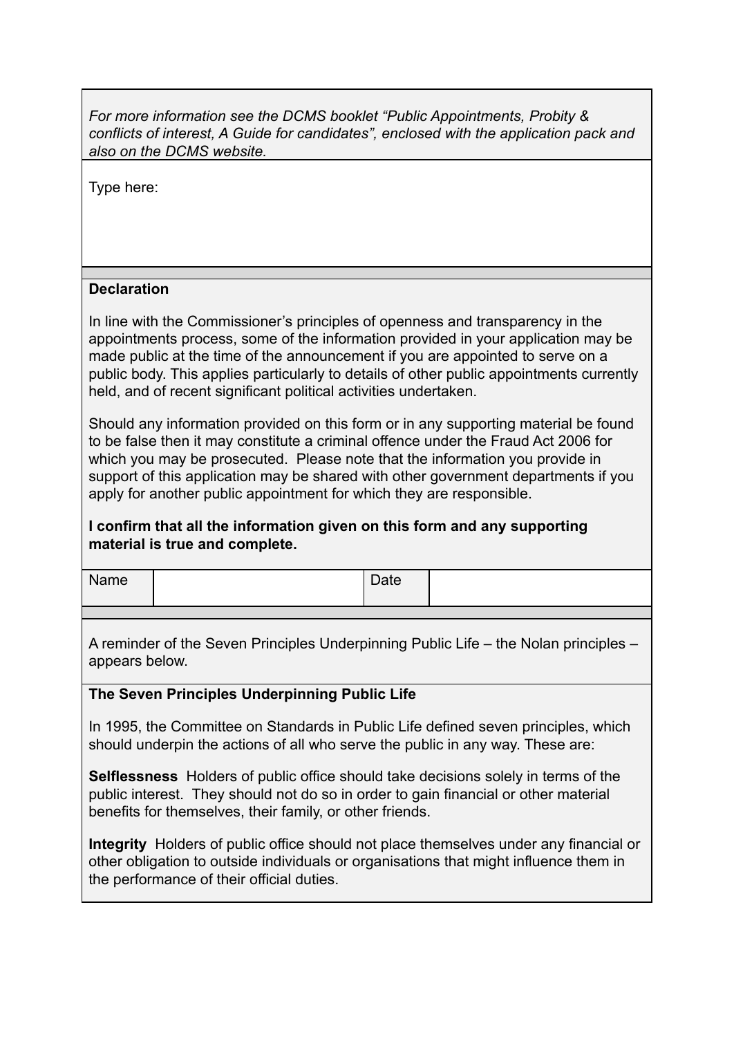*For more information see the DCMS booklet "Public Appointments, Probity & conflicts of interest, A Guide for candidates", enclosed with the application pack and also on the DCMS website.*

Type here:

**Declaration**

In line with the Commissioner's principles of openness and transparency in the appointments process, some of the information provided in your application may be made public at the time of the announcement if you are appointed to serve on a public body. This applies particularly to details of other public appointments currently held, and of recent significant political activities undertaken.

Should any information provided on this form or in any supporting material be found to be false then it may constitute a criminal offence under the Fraud Act 2006 for which you may be prosecuted. Please note that the information you provide in support of this application may be shared with other government departments if you apply for another public appointment for which they are responsible.

**I confirm that all the information given on this form and any supporting material is true and complete.**

| Name | | Date | |
|---|---|---|---|

A reminder of the Seven Principles Underpinning Public Life – the Nolan principles – appears below.

**The Seven Principles Underpinning Public Life**

In 1995, the Committee on Standards in Public Life defined seven principles, which should underpin the actions of all who serve the public in any way. These are:

**Selflessness** Holders of public office should take decisions solely in terms of the public interest. They should not do so in order to gain financial or other material benefits for themselves, their family, or other friends.

**Integrity** Holders of public office should not place themselves under any financial or other obligation to outside individuals or organisations that might influence them in the performance of their official duties.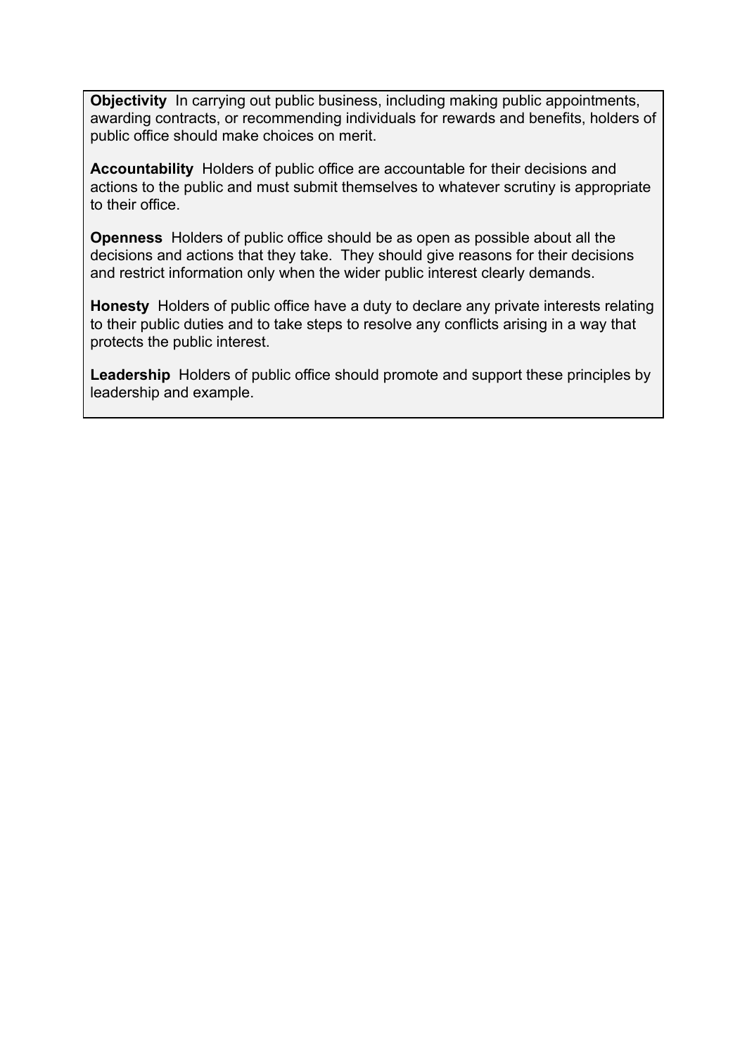**Objectivity** In carrying out public business, including making public appointments, awarding contracts, or recommending individuals for rewards and benefits, holders of public office should make choices on merit.

**Accountability** Holders of public office are accountable for their decisions and actions to the public and must submit themselves to whatever scrutiny is appropriate to their office.

**Openness** Holders of public office should be as open as possible about all the decisions and actions that they take. They should give reasons for their decisions and restrict information only when the wider public interest clearly demands.

**Honesty** Holders of public office have a duty to declare any private interests relating to their public duties and to take steps to resolve any conflicts arising in a way that protects the public interest.

**Leadership** Holders of public office should promote and support these principles by leadership and example.